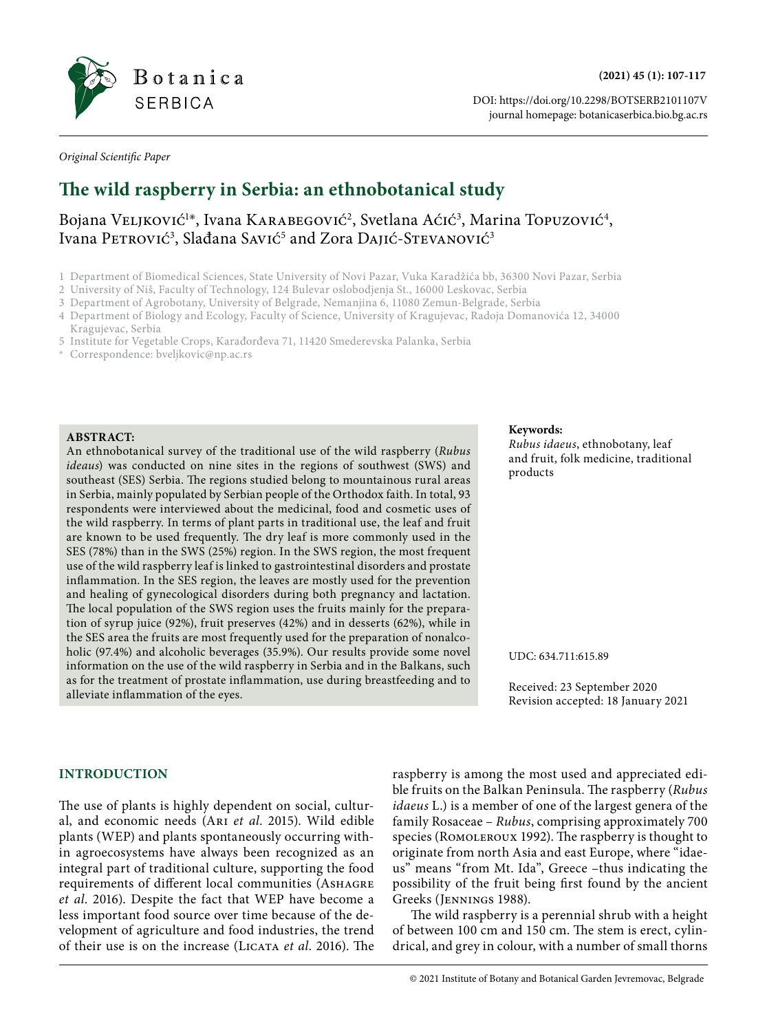*Original Scientific Paper*

# The wild raspberry in Serbia: an ethnobotanical study

Bojana Veljković[1]*, Ivana Karabegović[2], Svetlana Aćić[3], Marina Topuzović[4], Ivana Petrović[3], Slađana Savić[5] and Zora Dajić-Stevanović[3]

1 Department of Biomedical Sciences, State University of Novi Pazar, Vuka Karadžića bb, 36300 Novi Pazar, Serbia
2 University of Niš, Faculty of Technology, 124 Bulevar oslobodjenja St., 16000 Leskovac, Serbia
3 Department of Agrobotany, University of Belgrade, Nemanjina 6, 11080 Zemun-Belgrade, Serbia
4 Department of Biology and Ecology, Faculty of Science, University of Kragujevac, Radoja Domanovića 12, 34000 Kragujevac, Serbia
5 Institute for Vegetable Crops, Karađorđeva 71, 11420 Smederevska Palanka, Serbia
* Correspondence: bveljkovic@np.ac.rs

**ABSTRACT:**
An ethnobotanical survey of the traditional use of the wild raspberry (*Rubus ideaus*) was conducted on nine sites in the regions of southwest (SWS) and southeast (SES) Serbia. The regions studied belong to mountainous rural areas in Serbia, mainly populated by Serbian people of the Orthodox faith. In total, 93 respondents were interviewed about the medicinal, food and cosmetic uses of the wild raspberry. In terms of plant parts in traditional use, the leaf and fruit are known to be used frequently. The dry leaf is more commonly used in the SES (78%) than in the SWS (25%) region. In the SWS region, the most frequent use of the wild raspberry leaf is linked to gastrointestinal disorders and prostate inflammation. In the SES region, the leaves are mostly used for the prevention and healing of gynecological disorders during both pregnancy and lactation. The local population of the SWS region uses the fruits mainly for the preparation of syrup juice (92%), fruit preserves (42%) and in desserts (62%), while in the SES area the fruits are most frequently used for the preparation of nonalcoholic (97.4%) and alcoholic beverages (35.9%). Our results provide some novel information on the use of the wild raspberry in Serbia and in the Balkans, such as for the treatment of prostate inflammation, use during breastfeeding and to alleviate inflammation of the eyes.

**Keywords:**
*Rubus idaeus*, ethnobotany, leaf and fruit, folk medicine, traditional products

UDC: 634.711:615.89

Received: 23 September 2020
Revision accepted: 18 January 2021

## INTRODUCTION

The use of plants is highly dependent on social, cultural, and economic needs (Ari *et al*. 2015). Wild edible plants (WEP) and plants spontaneously occurring within agroecosystems have always been recognized as an integral part of traditional culture, supporting the food requirements of different local communities (Ashagre *et al*. 2016). Despite the fact that WEP have become a less important food source over time because of the development of agriculture and food industries, the trend of their use is on the increase (Licata *et al*. 2016). The raspberry is among the most used and appreciated edible fruits on the Balkan Peninsula. The raspberry (*Rubus idaeus* L.) is a member of one of the largest genera of the family Rosaceae – *Rubus*, comprising approximately 700 species (Romoleroux 1992). The raspberry is thought to originate from north Asia and east Europe, where "idaeus" means "from Mt. Ida", Greece –thus indicating the possibility of the fruit being first found by the ancient Greeks (Jennings 1988).

The wild raspberry is a perennial shrub with a height of between 100 cm and 150 cm. The stem is erect, cylindrical, and grey in colour, with a number of small thorns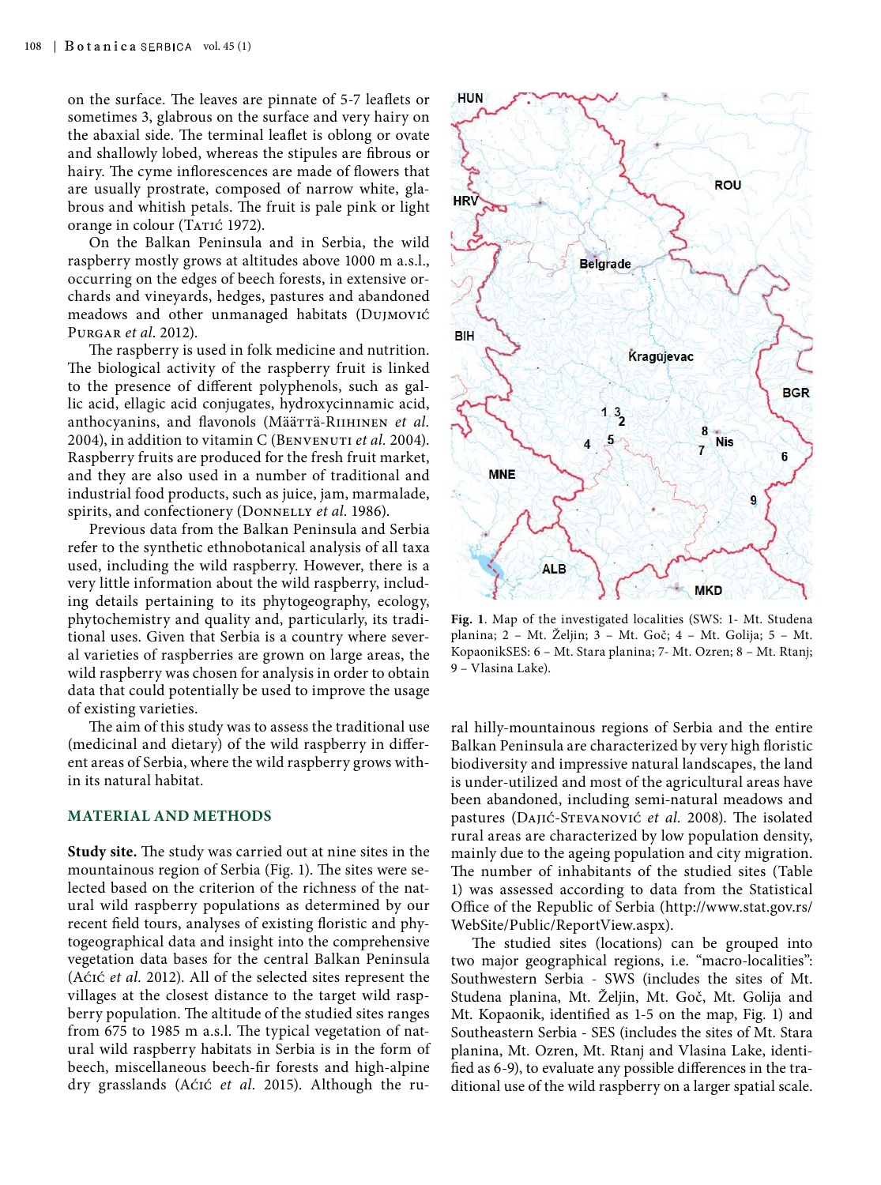on the surface. The leaves are pinnate of 5-7 leaflets or sometimes 3, glabrous on the surface and very hairy on the abaxial side. The terminal leaflet is oblong or ovate and shallowly lobed, whereas the stipules are fibrous or hairy. The cyme inflorescences are made of flowers that are usually prostrate, composed of narrow white, glabrous and whitish petals. The fruit is pale pink or light orange in colour (Tatić 1972).

On the Balkan Peninsula and in Serbia, the wild raspberry mostly grows at altitudes above 1000 m a.s.l., occurring on the edges of beech forests, in extensive orchards and vineyards, hedges, pastures and abandoned meadows and other unmanaged habitats (Dujmović Purgar *et al.* 2012).

The raspberry is used in folk medicine and nutrition. The biological activity of the raspberry fruit is linked to the presence of different polyphenols, such as gallic acid, ellagic acid conjugates, hydroxycinnamic acid, anthocyanins, and flavonols (Määttä-Riihinen *et al.* 2004), in addition to vitamin C (Benvenuti *et al.* 2004). Raspberry fruits are produced for the fresh fruit market, and they are also used in a number of traditional and industrial food products, such as juice, jam, marmalade, spirits, and confectionery (Donnelly *et al.* 1986).

Previous data from the Balkan Peninsula and Serbia refer to the synthetic ethnobotanical analysis of all taxa used, including the wild raspberry. However, there is a very little information about the wild raspberry, including details pertaining to its phytogeography, ecology, phytochemistry and quality and, particularly, its traditional uses. Given that Serbia is a country where several varieties of raspberries are grown on large areas, the wild raspberry was chosen for analysis in order to obtain data that could potentially be used to improve the usage of existing varieties.

The aim of this study was to assess the traditional use (medicinal and dietary) of the wild raspberry in different areas of Serbia, where the wild raspberry grows within its natural habitat.

## MATERIAL AND METHODS

**Study site.** The study was carried out at nine sites in the mountainous region of Serbia (Fig. 1). The sites were selected based on the criterion of the richness of the natural wild raspberry populations as determined by our recent field tours, analyses of existing floristic and phytogeographical data and insight into the comprehensive vegetation data bases for the central Balkan Peninsula (Aćić *et al.* 2012). All of the selected sites represent the villages at the closest distance to the target wild raspberry population. The altitude of the studied sites ranges from 675 to 1985 m a.s.l. The typical vegetation of natural wild raspberry habitats in Serbia is in the form of beech, miscellaneous beech-fir forests and high-alpine dry grasslands (Aćić *et al.* 2015). Although the rural hilly-mountainous regions of Serbia and the entire Balkan Peninsula are characterized by very high floristic biodiversity and impressive natural landscapes, the land is under-utilized and most of the agricultural areas have been abandoned, including semi-natural meadows and pastures (Dajić-Stevanović *et al.* 2008). The isolated rural areas are characterized by low population density, mainly due to the ageing population and city migration. The number of inhabitants of the studied sites (Table 1) was assessed according to data from the Statistical Office of the Republic of Serbia (http://www.stat.gov.rs/WebSite/Public/ReportView.aspx).

**Fig. 1.** Map of the investigated localities (SWS: 1- Mt. Studena planina; 2 – Mt. Željin; 3 – Mt. Goč; 4 – Mt. Golija; 5 – Mt. KopaonikSES: 6 – Mt. Stara planina; 7- Mt. Ozren; 8 – Mt. Rtanj; 9 – Vlasina Lake).

The studied sites (locations) can be grouped into two major geographical regions, i.e. "macro-localities": Southwestern Serbia - SWS (includes the sites of Mt. Studena planina, Mt. Željin, Mt. Goč, Mt. Golija and Mt. Kopaonik, identified as 1-5 on the map, Fig. 1) and Southeastern Serbia - SES (includes the sites of Mt. Stara planina, Mt. Ozren, Mt. Rtanj and Vlasina Lake, identified as 6-9), to evaluate any possible differences in the traditional use of the wild raspberry on a larger spatial scale.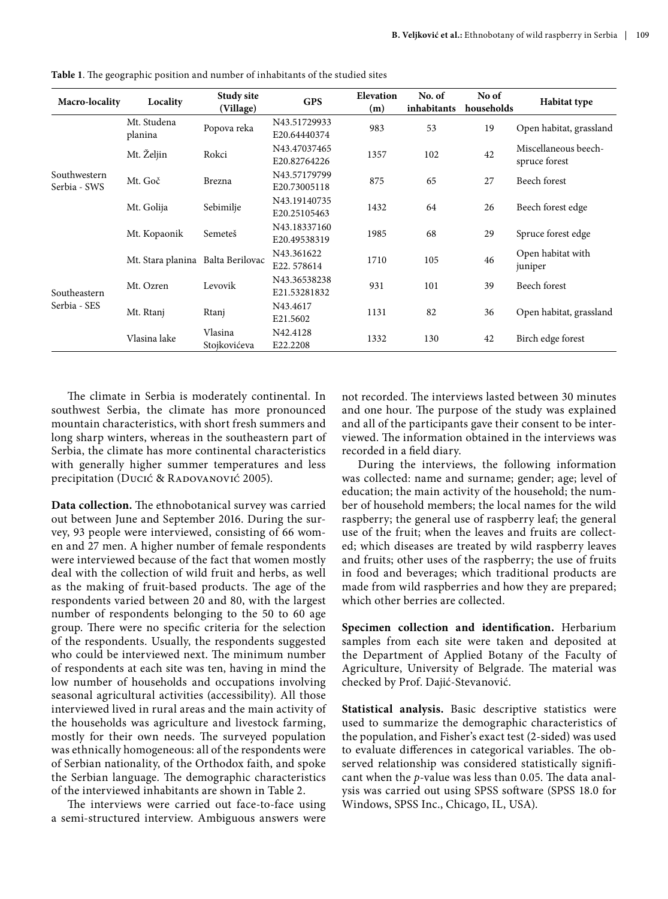**Table 1**. The geographic position and number of inhabitants of the studied sites

| Macro-locality | Locality | Study site (Village) | GPS | Elevation (m) | No. of inhabitants | No of households | Habitat type |
|---|---|---|---|---|---|---|---|
| Southwestern Serbia - SWS | Mt. Studena planina | Popova reka | N43.51729933 E20.64440374 | 983 | 53 | 19 | Open habitat, grassland |
| | Mt. Željin | Rokci | N43.47037465 E20.82764226 | 1357 | 102 | 42 | Miscellaneous beech-spruce forest |
| | Mt. Goč | Brezna | N43.57179799 E20.73005118 | 875 | 65 | 27 | Beech forest |
| | Mt. Golija | Sebimilje | N43.19140735 E20.25105463 | 1432 | 64 | 26 | Beech forest edge |
| | Mt. Kopaonik | Semeteš | N43.18337160 E20.49538319 | 1985 | 68 | 29 | Spruce forest edge |
| Southeastern Serbia - SES | Mt. Stara planina | Balta Berilovac | N43.361622 E22. 578614 | 1710 | 105 | 46 | Open habitat with juniper |
| | Mt. Ozren | Levovik | N43.36538238 E21.53281832 | 931 | 101 | 39 | Beech forest |
| | Mt. Rtanj | Rtanj | N43.4617 E21.5602 | 1131 | 82 | 36 | Open habitat, grassland |
| | Vlasina lake | Vlasina Stojkovićeva | N42.4128 E22.2208 | 1332 | 130 | 42 | Birch edge forest |

The climate in Serbia is moderately continental. In southwest Serbia, the climate has more pronounced mountain characteristics, with short fresh summers and long sharp winters, whereas in the southeastern part of Serbia, the climate has more continental characteristics with generally higher summer temperatures and less precipitation (Ducić & Radovanović 2005).

**Data collection.** The ethnobotanical survey was carried out between June and September 2016. During the survey, 93 people were interviewed, consisting of 66 women and 27 men. A higher number of female respondents were interviewed because of the fact that women mostly deal with the collection of wild fruit and herbs, as well as the making of fruit-based products. The age of the respondents varied between 20 and 80, with the largest number of respondents belonging to the 50 to 60 age group. There were no specific criteria for the selection of the respondents. Usually, the respondents suggested who could be interviewed next. The minimum number of respondents at each site was ten, having in mind the low number of households and occupations involving seasonal agricultural activities (accessibility). All those interviewed lived in rural areas and the main activity of the households was agriculture and livestock farming, mostly for their own needs. The surveyed population was ethnically homogeneous: all of the respondents were of Serbian nationality, of the Orthodox faith, and spoke the Serbian language. The demographic characteristics of the interviewed inhabitants are shown in Table 2.

The interviews were carried out face-to-face using a semi-structured interview. Ambiguous answers were not recorded. The interviews lasted between 30 minutes and one hour. The purpose of the study was explained and all of the participants gave their consent to be interviewed. The information obtained in the interviews was recorded in a field diary.

During the interviews, the following information was collected: name and surname; gender; age; level of education; the main activity of the household; the number of household members; the local names for the wild raspberry; the general use of raspberry leaf; the general use of the fruit; when the leaves and fruits are collected; which diseases are treated by wild raspberry leaves and fruits; other uses of the raspberry; the use of fruits in food and beverages; which traditional products are made from wild raspberries and how they are prepared; which other berries are collected.

**Specimen collection and identification.** Herbarium samples from each site were taken and deposited at the Department of Applied Botany of the Faculty of Agriculture, University of Belgrade. The material was checked by Prof. Dajić-Stevanović.

**Statistical analysis.** Basic descriptive statistics were used to summarize the demographic characteristics of the population, and Fisher's exact test (2-sided) was used to evaluate differences in categorical variables. The observed relationship was considered statistically significant when the *p*-value was less than 0.05. The data analysis was carried out using SPSS software (SPSS 18.0 for Windows, SPSS Inc., Chicago, IL, USA).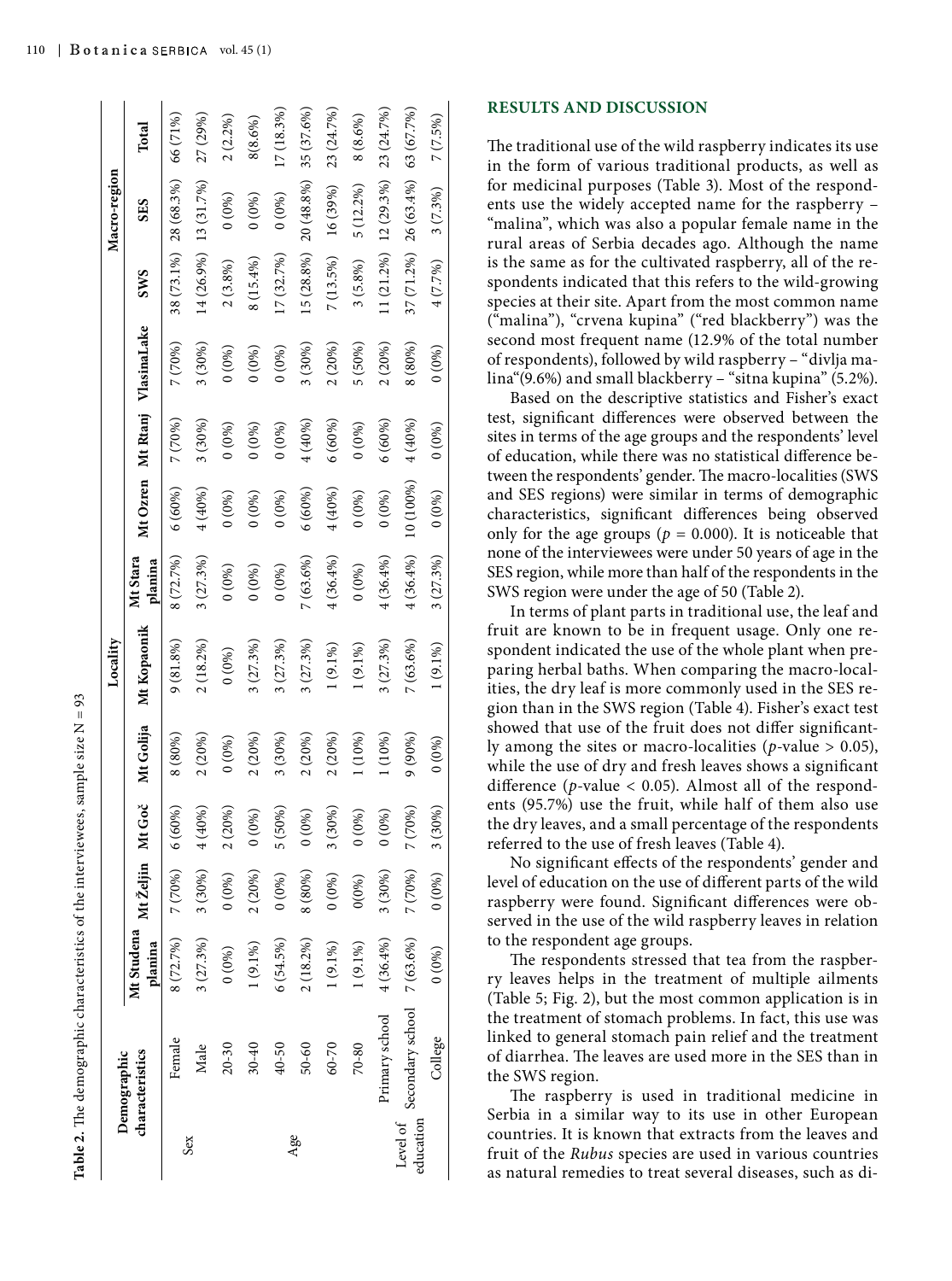**Table 2.** The demographic characteristics of the interviewees, sample size N = 93

| Demographic characteristics | | Locality | | | | | | | | Macro-region | | |
|---|---|---|---|---|---|---|---|---|---|---|---|---|
| | | Mt Studena planina | Mt Željin | Mt Goč | Mt Golija | Mt Kopaonik | Mt Stara planina | Mt Ozren | Mt Rtanj | VlasinaLake | SWS | SES | Total |
| Sex | Female | 8 (72.7%) | 7 (70%) | 6 (60%) | 8 (80%) | 9 (81.8%) | 8 (72.7%) | 6 (60%) | 7 (70%) | 7 (70%) | 38 (73.1%) | 28 (68.3%) | 66 (71%) |
| | Male | 3 (27.3%) | 3 (30%) | 4 (40%) | 2 (20%) | 2 (18.2%) | 3 (27.3%) | 4 (40%) | 3 (30%) | 3 (30%) | 14 (26.9%) | 13 (31.7%) | 27 (29%) |
| Age | 20-30 | 0 (0%) | 0 (0%) | 2 (20%) | 0 (0%) | 0 (0%) | 0 (0%) | 0 (0%) | 0 (0%) | 0 (0%) | 2 (3.8%) | 0 (0%) | 2 (2.2%) |
| | 30-40 | 1 (9.1%) | 2 (20%) | 0 (0%) | 2 (20%) | 3 (27.3%) | 0 (0%) | 0 (0%) | 0 (0%) | 0 (0%) | 8 (15.4%) | 0 (0%) | 8(8.6%) |
| | 40-50 | 6 (54.5%) | 0 (0%) | 5 (50%) | 3 (30%) | 3 (27.3%) | 0 (0%) | 0 (0%) | 0 (0%) | 0 (0%) | 17 (32.7%) | 0 (0%) | 17 (18.3%) |
| | 50-60 | 2 (18.2%) | 8 (80%) | 0 (0%) | 2 (20%) | 3 (27.3%) | 7 (63.6%) | 6 (60%) | 4 (40%) | 3 (30%) | 15 (28.8%) | 20 (48.8%) | 35 (37.6%) |
| | 60-70 | 1 (9.1%) | 0 (0%) | 3 (30%) | 2 (20%) | 1 (9.1%) | 4 (36.4%) | 4 (40%) | 6 (60%) | 2 (20%) | 7 (13.5%) | 16 (39%) | 23 (24.7%) |
| | 70-80 | 1 (9.1%) | 0(0%) | 0 (0%) | 1 (10%) | 1 (9.1%) | 0 (0%) | 0 (0%) | 0 (0%) | 5 (50%) | 3 (5.8%) | 5 (12.2%) | 8 (8.6%) |
| Level of education | Primary school | 4 (36.4%) | 3 (30%) | 0 (0%) | 1 (10%) | 3 (27.3%) | 4 (36.4%) | 0 (0%) | 6 (60%) | 2 (20%) | 11 (21.2%) | 12 (29.3%) | 23 (24.7%) |
| | Secondary school | 7 (63.6%) | 7 (70%) | 7 (70%) | 9 (90%) | 7 (63.6%) | 4 (36.4%) | 10 (100%) | 4 (40%) | 8 (80%) | 37 (71.2%) | 26 (63.4%) | 63 (67.7%) |
| | College | 0 (0%) | 0 (0%) | 3 (30%) | 0 (0%) | 1 (9.1%) | 3 (27.3%) | 0 (0%) | 0 (0%) | 0 (0%) | 4 (7.7%) | 3 (7.3%) | 7 (7.5%) |

## RESULTS AND DISCUSSION

The traditional use of the wild raspberry indicates its use in the form of various traditional products, as well as for medicinal purposes (Table 3). Most of the respondents use the widely accepted name for the raspberry – "malina", which was also a popular female name in the rural areas of Serbia decades ago. Although the name is the same as for the cultivated raspberry, all of the respondents indicated that this refers to the wild-growing species at their site. Apart from the most common name ("malina"), "crvena kupina" ("red blackberry") was the second most frequent name (12.9% of the total number of respondents), followed by wild raspberry – "divlja malina"(9.6%) and small blackberry – "sitna kupina" (5.2%).

Based on the descriptive statistics and Fisher's exact test, significant differences were observed between the sites in terms of the age groups and the respondents' level of education, while there was no statistical difference between the respondents' gender. The macro-localities (SWS and SES regions) were similar in terms of demographic characteristics, significant differences being observed only for the age groups ($p = 0.000$). It is noticeable that none of the interviewees were under 50 years of age in the SES region, while more than half of the respondents in the SWS region were under the age of 50 (Table 2).

In terms of plant parts in traditional use, the leaf and fruit are known to be in frequent usage. Only one respondent indicated the use of the whole plant when preparing herbal baths. When comparing the macro-localities, the dry leaf is more commonly used in the SES region than in the SWS region (Table 4). Fisher's exact test showed that use of the fruit does not differ significantly among the sites or macro-localities ($p$-value $> 0.05$), while the use of dry and fresh leaves shows a significant difference ($p$-value $< 0.05$). Almost all of the respondents (95.7%) use the fruit, while half of them also use the dry leaves, and a small percentage of the respondents referred to the use of fresh leaves (Table 4).

No significant effects of the respondents' gender and level of education on the use of different parts of the wild raspberry were found. Significant differences were observed in the use of the wild raspberry leaves in relation to the respondent age groups.

The respondents stressed that tea from the raspberry leaves helps in the treatment of multiple ailments (Table 5; Fig. 2), but the most common application is in the treatment of stomach problems. In fact, this use was linked to general stomach pain relief and the treatment of diarrhea. The leaves are used more in the SES than in the SWS region.

The raspberry is used in traditional medicine in Serbia in a similar way to its use in other European countries. It is known that extracts from the leaves and fruit of the *Rubus* species are used in various countries as natural remedies to treat several diseases, such as di-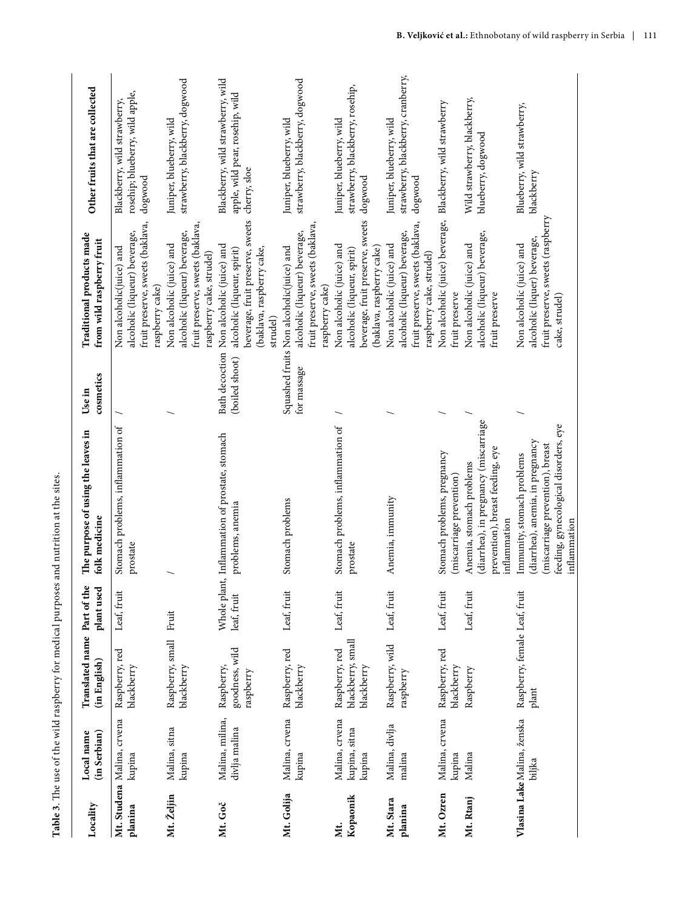**Table 3**. The use of the wild raspberry for medical purposes and nutrition at the sites.

| Locality | Local name (in Serbian) | Translated name (in English) | Part of the plant used | The purpose of using the leaves in folk medicine | Use in cosmetics | Traditional products made from wild raspberry fruit | Other fruits that are collected |
|---|---|---|---|---|---|---|---|
| Mt. Studena planina | Malina, crvena kupina | Raspberry, red blackberry | Leaf, fruit | Stomach problems, inflammation of prostate | / | Non alcoholic(juice) and alcoholic (liqueur) beverage, fruit preserve, sweets (baklava, raspberry cake) | Blackberry, wild strawberry, rosehip; blueberry, wild apple, dogwood |
| Mt. Željin | Malina, sitna kupina | Raspberry, small blackberry | Fruit | / | / | Non alcoholic (juice) and alcoholic (liqueur) beverage, fruit preserve, sweets (baklava, raspberry cake, strudel) | Juniper, blueberry, wild strawberry, blackberry, dogwood |
| Mt. Goč | Malina, milina, divlja malina | Raspberry, goodness, wild raspberry | Whole plant, leaf, fruit | Inflammation of prostate, stomach problems, anemia | Bath decoction (boiled shoot) | Non alcoholic (juice) and alcoholic (liqueur, spirit) beverage, fruit preserve, sweets (baklava, raspberry cake, strudel) | Blackberry, wild strawberry, wild apple, wild pear, rosehip, wild cherry, sloe |
| Mt. Golija | Malina, crvena kupina | Raspberry, red blackberry | Leaf, fruit | Stomach problems | Squashed fruits for massage | Non alcoholic(juice) and alcoholic (liqueur) beverage, fruit preserve, sweets (baklava, raspberry cake) | Juniper, blueberry, wild strawberry, blackberry, dogwood |
| Mt. Kopaonik | Malina, crvena kupina, sitna kupina | Raspberry, red blackberry, small blackberry | Leaf, fruit | Stomach problems, inflammation of prostate | / | Non alcoholic (juice) and alcoholic (liqueur, spirit) beverage, fruit preserve, sweets (baklava, raspberry cake) | Juniper, blueberry, wild strawberry, blackberry, roseship, dogwood |
| Mt. Stara planina | Malina, divlja malina | Raspberry, wild raspberry | Leaf, fruit | Anemia, immunity | / | Non alcoholic (juice) and alcoholic (liqueur) beverage, fruit preserve, sweets (baklava, raspberry cake, strudel) | Juniper, blueberry, wild strawberry, blackberry, cranberry, dogwood |
| Mt. Ozren | Malina, crvena kupina | Raspberry, red blackberry | Leaf, fruit | Stomach problems, pregnancy (miscarriage prevention) | / | Non alcoholic (juice) beverage, fruit preserve | Blackberry, wild strawberry |
| Mt. Rtanj | Malina | Raspberry | Leaf, fruit | Anemia, stomach problems (diarrhea), in pregnancy (miscarriage prevention), breast feeding, eye inflammation | / | Non alcoholic (juice) and alcoholic (liqueur) beverage, fruit preserve | Wild strawberry, blackberry, blueberry, dogwood |
| Vlasina Lake | Malina, ženska biljka | Raspberry, female plant | Leaf, fruit | Immunity, stomach problems (diarrhea), anemia, in pregnancy (miscarriage prevention), breast feeding, gynecological disorders, eye inflammation | / | Non alcoholic (juice) and alcoholic (liquer) beverage, fruit preserve, sweets (raspberry cake, strudel) | Blueberry, wild strawberry, blackberry |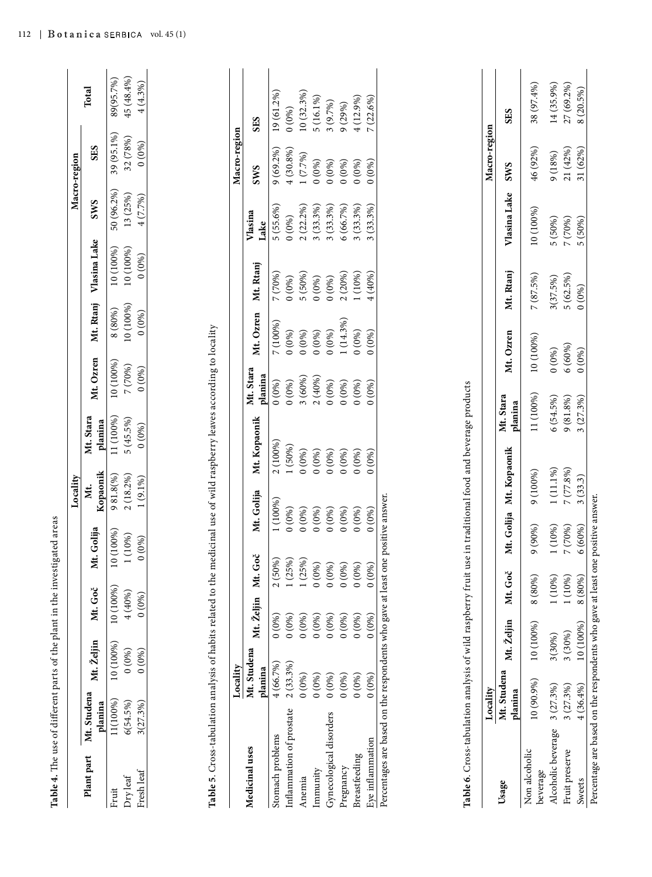**Table 4.** The use of different parts of the plant in the investigated areas

| Plant part | Locality | | | | | | | | | Macro-region | | Total |
|---|---|---|---|---|---|---|---|---|---|---|---|---|
| | Mt. Studena planina | Mt. Željin | Mt. Goč | Mt. Golija | Mt. Kopaonik | Mt. Stara planina | Mt. Ozren | Mt. Rtanj | Vlasina Lake | SWS | SES | |
| Fruit | 11(100%) | 10 (100%) | 10 (100%) | 10 (100%) | 9 81.8(%) | 11 (100%) | 10 (100%) | 8 (80%) | 10 (100%) | 50 (96.2%) | 39 (95.1%) | 89(95.7%) |
| Dry leaf | 6(54.5%) | 0 (0%) | 4 (40%) | 1 (10%) | 2 (18.2%) | 5 (45.5%) | 7 (70%) | 10 (100%) | 10 (100%) | 13 (25%) | 32 (78%) | 45 (48.4%) |
| Fresh leaf | 3(27.3%) | 0 (0%) | 0 (0%) | 0 (0%) | 1 (9.1%) | 0 (0%) | 0 (0%) | 0 (0%) | 0 (0%) | 4 (7.7%) | 0 (0%) | 4 (4.3%) |

**Table 5.** Cross-tabulation analysis of habits related to the medicinal use of wild raspberry leaves according to locality

| Medicinal uses | Locality | | | | | | | | | Macro-region | |
|---|---|---|---|---|---|---|---|---|---|---|---|
| | Mt. Studena planina | Mt. Željin | Mt. Goč | Mt. Golija | Mt. Kopaonik | Mt. Stara planina | Mt. Ozren | Mt. Rtanj | Vlasina Lake | SWS | SES |
| Stomach problems | 4 (66.7%) | 0 (0%) | 2 (50%) | 1 (100%) | 2 (100%) | 0 (0%) | 7 (100%) | 7 (70%) | 5 (55.6%) | 9 (69.2%) | 19 (61.2%) |
| Inflammation of prostate | 2 (33.3%) | 0 (0%) | 1 (25%) | 0 (0%) | 1 (50%) | 0 (0%) | 0 (0%) | 0 (0%) | 0 (0%) | 4 (30.8%) | 0 (0%) |
| Anemia | 0 (0%) | 0 (0%) | 1 (25%) | 0 (0%) | 0 (0%) | 3 (60%) | 0 (0%) | 5 (50%) | 2 (22.2%) | 1 (7.7%) | 10 (32.3%) |
| Immunity | 0 (0%) | 0 (0%) | 0 (0%) | 0 (0%) | 0 (0%) | 2 (40%) | 0 (0%) | 0 (0%) | 3 (33.3%) | 0 (0%) | 5 (16.1%) |
| Gynecological disorders | 0 (0%) | 0 (0%) | 0 (0%) | 0 (0%) | 0 (0%) | 0 (0%) | 0 (0%) | 0 (0%) | 3 (33.3%) | 0 (0%) | 3 (9.7%) |
| Pregnancy | 0 (0%) | 0 (0%) | 0 (0%) | 0 (0%) | 0 (0%) | 0 (0%) | 1 (14.3%) | 2 (20%) | 6 (66.7%) | 0 (0%) | 9 (29%) |
| Breastfeeding | 0 (0%) | 0 (0%) | 0 (0%) | 0 (0%) | 0 (0%) | 0 (0%) | 0 (0%) | 1 (10%) | 3 (33.3%) | 0 (0%) | 4 (12.9%) |
| Eye inflammation | 0 (0%) | 0 (0%) | 0 (0%) | 0 (0%) | 0 (0%) | 0 (0%) | 0 (0%) | 4 (40%) | 3 (33.3%) | 0 (0%) | 7 (22.6%) |

Percentages are based on the respondents who gave at least one positive answer.

**Table 6.** Cross-tabulation analysis of wild raspberry fruit use in traditional food and beverage products

| Usage | Locality | | | | | | | | | Macro-region | |
|---|---|---|---|---|---|---|---|---|---|---|---|
| | Mt. Studena planina | Mt. Željin | Mt. Goč | Mt. Golija | Mt. Kopaonik | Mt. Stara planina | Mt. Ozren | Mt. Rtanj | Vlasina Lake | SWS | SES |
| Non alcoholic beverage | 10 (90.9%) | 10 (100%) | 8 (80%) | 9 (90%) | 9 (100%) | 11 (100%) | 10 (100%) | 7 (87.5%) | 10 (100%) | 46 (92%) | 38 (97.4%) |
| Alcoholic beverage | 3 (27.3%) | 3(30%) | 1 (10%) | 1 (10%) | 1 (11.1%) | 6 (54.5%) | 0 (0%) | 3(37.5%) | 5 (50%) | 9 (18%) | 14 (35.9%) |
| Fruit preserve | 3 (27.3%) | 3 (30%) | 1 (10%) | 7 (70%) | 7 (77.8%) | 9 (81.8%) | 6 (60%) | 5 (62.5%) | 7 (70%) | 21 (42%) | 27 (69.2%) |
| Sweets | 4 (36.4%) | 10 (100%) | 8 (80%) | 6 (60%) | 3 (33.3) | 3 (27.3%) | 0 (0%) | 0 (0%) | 5 (50%) | 31 (62%) | 8 (20.5%) |

Percentage are based on the respondents who gave at least one positive answer.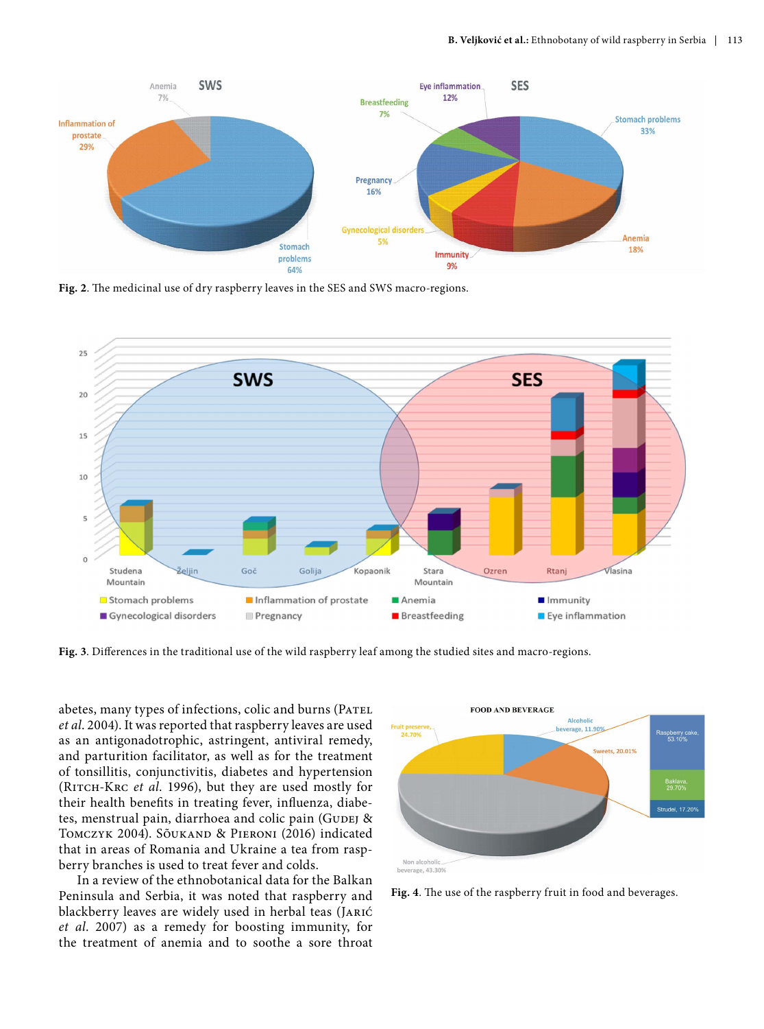**Fig. 2**. The medicinal use of dry raspberry leaves in the SES and SWS macro-regions.

**Fig. 3**. Differences in the traditional use of the wild raspberry leaf among the studied sites and macro-regions.

abetes, many types of infections, colic and burns (Patel *et al.* 2004). It was reported that raspberry leaves are used as an antigonadotrophic, astringent, antiviral remedy, and parturition facilitator, as well as for the treatment of tonsillitis, conjunctivitis, diabetes and hypertension (Ritch-Krc *et al.* 1996), but they are used mostly for their health benefits in treating fever, influenza, diabetes, menstrual pain, diarrhoea and colic pain (Gudej & Tomczyk 2004). Sõukand & Pieroni (2016) indicated that in areas of Romania and Ukraine a tea from raspberry branches is used to treat fever and colds.

In a review of the ethnobotanical data for the Balkan Peninsula and Serbia, it was noted that raspberry and blackberry leaves are widely used in herbal teas (Jarić *et al.* 2007) as a remedy for boosting immunity, for the treatment of anemia and to soothe a sore throat

**Fig. 4**. The use of the raspberry fruit in food and beverages.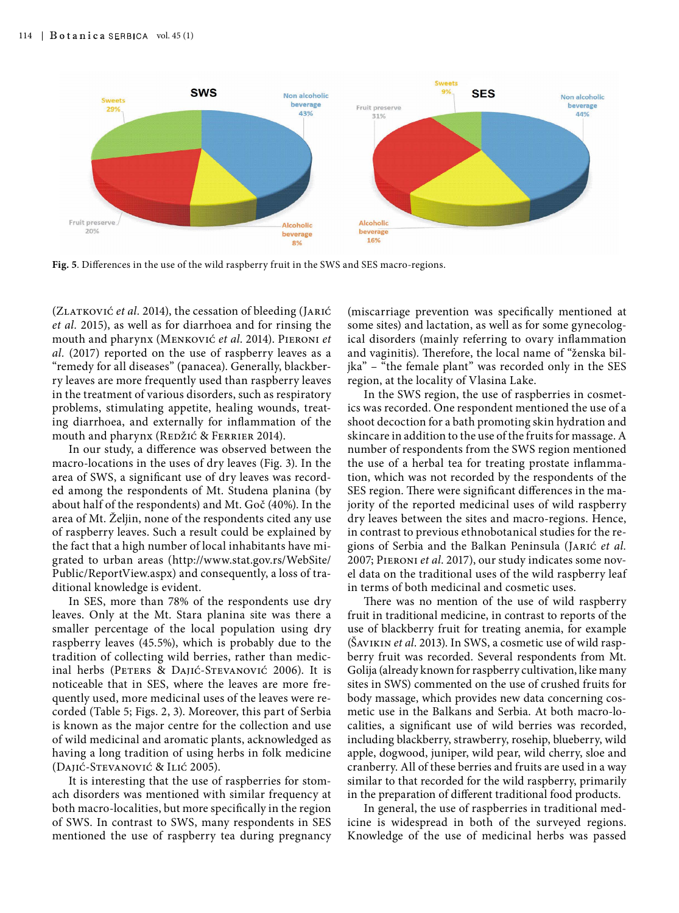Fig. 5. Differences in the use of the wild raspberry fruit in the SWS and SES macro-regions.

(Zlatković *et al.* 2014), the cessation of bleeding (Jarić *et al.* 2015), as well as for diarrhoea and for rinsing the mouth and pharynx (Menković *et al.* 2014). Pieroni *et al.* (2017) reported on the use of raspberry leaves as a "remedy for all diseases" (panacea). Generally, blackberry leaves are more frequently used than raspberry leaves in the treatment of various disorders, such as respiratory problems, stimulating appetite, healing wounds, treating diarrhoea, and externally for inflammation of the mouth and pharynx (Redžić & Ferrier 2014).

In our study, a difference was observed between the macro-locations in the uses of dry leaves (Fig. 3). In the area of SWS, a significant use of dry leaves was recorded among the respondents of Mt. Studena planina (by about half of the respondents) and Mt. Goč (40%). In the area of Mt. Željin, none of the respondents cited any use of raspberry leaves. Such a result could be explained by the fact that a high number of local inhabitants have migrated to urban areas (http://www.stat.gov.rs/WebSite/Public/ReportView.aspx) and consequently, a loss of traditional knowledge is evident.

In SES, more than 78% of the respondents use dry leaves. Only at the Mt. Stara planina site was there a smaller percentage of the local population using dry raspberry leaves (45.5%), which is probably due to the tradition of collecting wild berries, rather than medicinal herbs (Peters & Dajić-Stevanović 2006). It is noticeable that in SES, where the leaves are more frequently used, more medicinal uses of the leaves were recorded (Table 5; Figs. 2, 3). Moreover, this part of Serbia is known as the major centre for the collection and use of wild medicinal and aromatic plants, acknowledged as having a long tradition of using herbs in folk medicine (Dajić-Stevanović & Ilić 2005).

It is interesting that the use of raspberries for stomach disorders was mentioned with similar frequency at both macro-localities, but more specifically in the region of SWS. In contrast to SWS, many respondents in SES mentioned the use of raspberry tea during pregnancy (miscarriage prevention was specifically mentioned at some sites) and lactation, as well as for some gynecological disorders (mainly referring to ovary inflammation and vaginitis). Therefore, the local name of "ženska biljka" – "the female plant" was recorded only in the SES region, at the locality of Vlasina Lake.

In the SWS region, the use of raspberries in cosmetics was recorded. One respondent mentioned the use of a shoot decoction for a bath promoting skin hydration and skincare in addition to the use of the fruits for massage. A number of respondents from the SWS region mentioned the use of a herbal tea for treating prostate inflammation, which was not recorded by the respondents of the SES region. There were significant differences in the majority of the reported medicinal uses of wild raspberry dry leaves between the sites and macro-regions. Hence, in contrast to previous ethnobotanical studies for the regions of Serbia and the Balkan Peninsula (Jarić *et al.* 2007; Pieroni *et al.* 2017), our study indicates some novel data on the traditional uses of the wild raspberry leaf in terms of both medicinal and cosmetic uses.

There was no mention of the use of wild raspberry fruit in traditional medicine, in contrast to reports of the use of blackberry fruit for treating anemia, for example (Šavikin *et al.* 2013). In SWS, a cosmetic use of wild raspberry fruit was recorded. Several respondents from Mt. Golija (already known for raspberry cultivation, like many sites in SWS) commented on the use of crushed fruits for body massage, which provides new data concerning cosmetic use in the Balkans and Serbia. At both macro-localities, a significant use of wild berries was recorded, including blackberry, strawberry, rosehip, blueberry, wild apple, dogwood, juniper, wild pear, wild cherry, sloe and cranberry. All of these berries and fruits are used in a way similar to that recorded for the wild raspberry, primarily in the preparation of different traditional food products.

In general, the use of raspberries in traditional medicine is widespread in both of the surveyed regions. Knowledge of the use of medicinal herbs was passed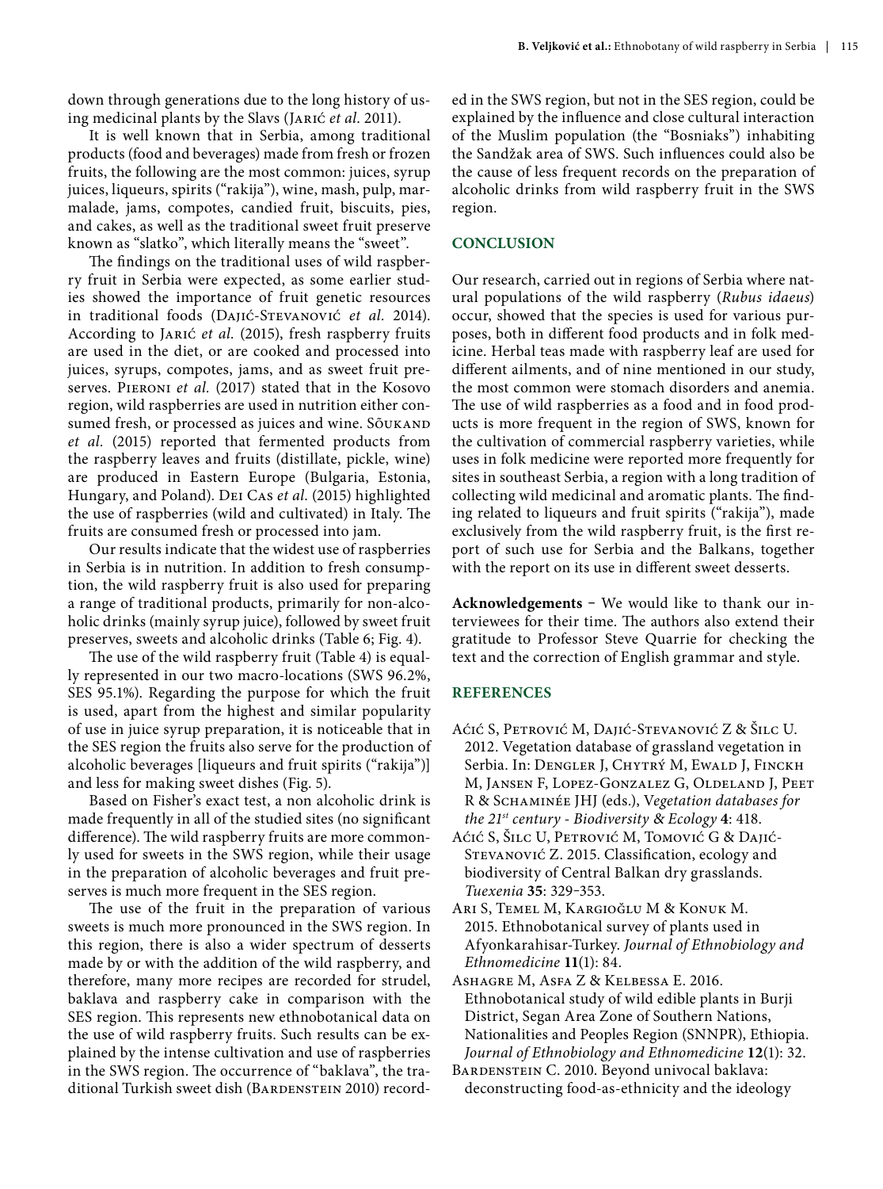down through generations due to the long history of using medicinal plants by the Slavs (Jarić *et al.* 2011).

It is well known that in Serbia, among traditional products (food and beverages) made from fresh or frozen fruits, the following are the most common: juices, syrup juices, liqueurs, spirits ("rakija"), wine, mash, pulp, marmalade, jams, compotes, candied fruit, biscuits, pies, and cakes, as well as the traditional sweet fruit preserve known as "slatko", which literally means the "sweet".

The findings on the traditional uses of wild raspberry fruit in Serbia were expected, as some earlier studies showed the importance of fruit genetic resources in traditional foods (Dajić-Stevanović *et al.* 2014). According to Jarić *et al.* (2015), fresh raspberry fruits are used in the diet, or are cooked and processed into juices, syrups, compotes, jams, and as sweet fruit preserves. Pieroni *et al.* (2017) stated that in the Kosovo region, wild raspberries are used in nutrition either consumed fresh, or processed as juices and wine. Sõukand *et al.* (2015) reported that fermented products from the raspberry leaves and fruits (distillate, pickle, wine) are produced in Eastern Europe (Bulgaria, Estonia, Hungary, and Poland). Dei Cas *et al.* (2015) highlighted the use of raspberries (wild and cultivated) in Italy. The fruits are consumed fresh or processed into jam.

Our results indicate that the widest use of raspberries in Serbia is in nutrition. In addition to fresh consumption, the wild raspberry fruit is also used for preparing a range of traditional products, primarily for non-alcoholic drinks (mainly syrup juice), followed by sweet fruit preserves, sweets and alcoholic drinks (Table 6; Fig. 4).

The use of the wild raspberry fruit (Table 4) is equally represented in our two macro-locations (SWS 96.2%, SES 95.1%). Regarding the purpose for which the fruit is used, apart from the highest and similar popularity of use in juice syrup preparation, it is noticeable that in the SES region the fruits also serve for the production of alcoholic beverages [liqueurs and fruit spirits ("rakija")] and less for making sweet dishes (Fig. 5).

Based on Fisher's exact test, a non alcoholic drink is made frequently in all of the studied sites (no significant difference). The wild raspberry fruits are more commonly used for sweets in the SWS region, while their usage in the preparation of alcoholic beverages and fruit preserves is much more frequent in the SES region.

The use of the fruit in the preparation of various sweets is much more pronounced in the SWS region. In this region, there is also a wider spectrum of desserts made by or with the addition of the wild raspberry, and therefore, many more recipes are recorded for strudel, baklava and raspberry cake in comparison with the SES region. This represents new ethnobotanical data on the use of wild raspberry fruits. Such results can be explained by the intense cultivation and use of raspberries in the SWS region. The occurrence of "baklava", the traditional Turkish sweet dish (Bardenstein 2010) recorded in the SWS region, but not in the SES region, could be explained by the influence and close cultural interaction of the Muslim population (the "Bosniaks") inhabiting the Sandžak area of SWS. Such influences could also be the cause of less frequent records on the preparation of alcoholic drinks from wild raspberry fruit in the SWS region.

## CONCLUSION

Our research, carried out in regions of Serbia where natural populations of the wild raspberry (*Rubus idaeus*) occur, showed that the species is used for various purposes, both in different food products and in folk medicine. Herbal teas made with raspberry leaf are used for different ailments, and of nine mentioned in our study, the most common were stomach disorders and anemia. The use of wild raspberries as a food and in food products is more frequent in the region of SWS, known for the cultivation of commercial raspberry varieties, while uses in folk medicine were reported more frequently for sites in southeast Serbia, a region with a long tradition of collecting wild medicinal and aromatic plants. The finding related to liqueurs and fruit spirits ("rakija"), made exclusively from the wild raspberry fruit, is the first report of such use for Serbia and the Balkans, together with the report on its use in different sweet desserts.

**Acknowledgements** – We would like to thank our interviewees for their time. The authors also extend their gratitude to Professor Steve Quarrie for checking the text and the correction of English grammar and style.

## REFERENCES

Aćić S, Petrović M, Dajić-Stevanović Z & Šilc U. 2012. Vegetation database of grassland vegetation in Serbia. In: Dengler J, Chytrý M, Ewald J, Finckh M, Jansen F, Lopez-Gonzalez G, Oldeland J, Peet R & Schaminée JHJ (eds.), *Vegetation databases for the 21st century - Biodiversity & Ecology* **4**: 418.

Aćić S, Šilc U, Petrović M, Tomović G & Dajić-Stevanović Z. 2015. Classification, ecology and biodiversity of Central Balkan dry grasslands. *Tuexenia* **35**: 329–353.

Ari S, Temel M, Kargioğlu M & Konuk M. 2015. Ethnobotanical survey of plants used in Afyonkarahisar-Turkey. *Journal of Ethnobiology and Ethnomedicine* **11**(1): 84.

Ashagre M, Asfa Z & Kelbessa E. 2016. Ethnobotanical study of wild edible plants in Burji District, Segan Area Zone of Southern Nations, Nationalities and Peoples Region (SNNPR), Ethiopia. *Journal of Ethnobiology and Ethnomedicine* **12**(1): 32.

Bardenstein C. 2010. Beyond univocal baklava: deconstructing food-as-ethnicity and the ideology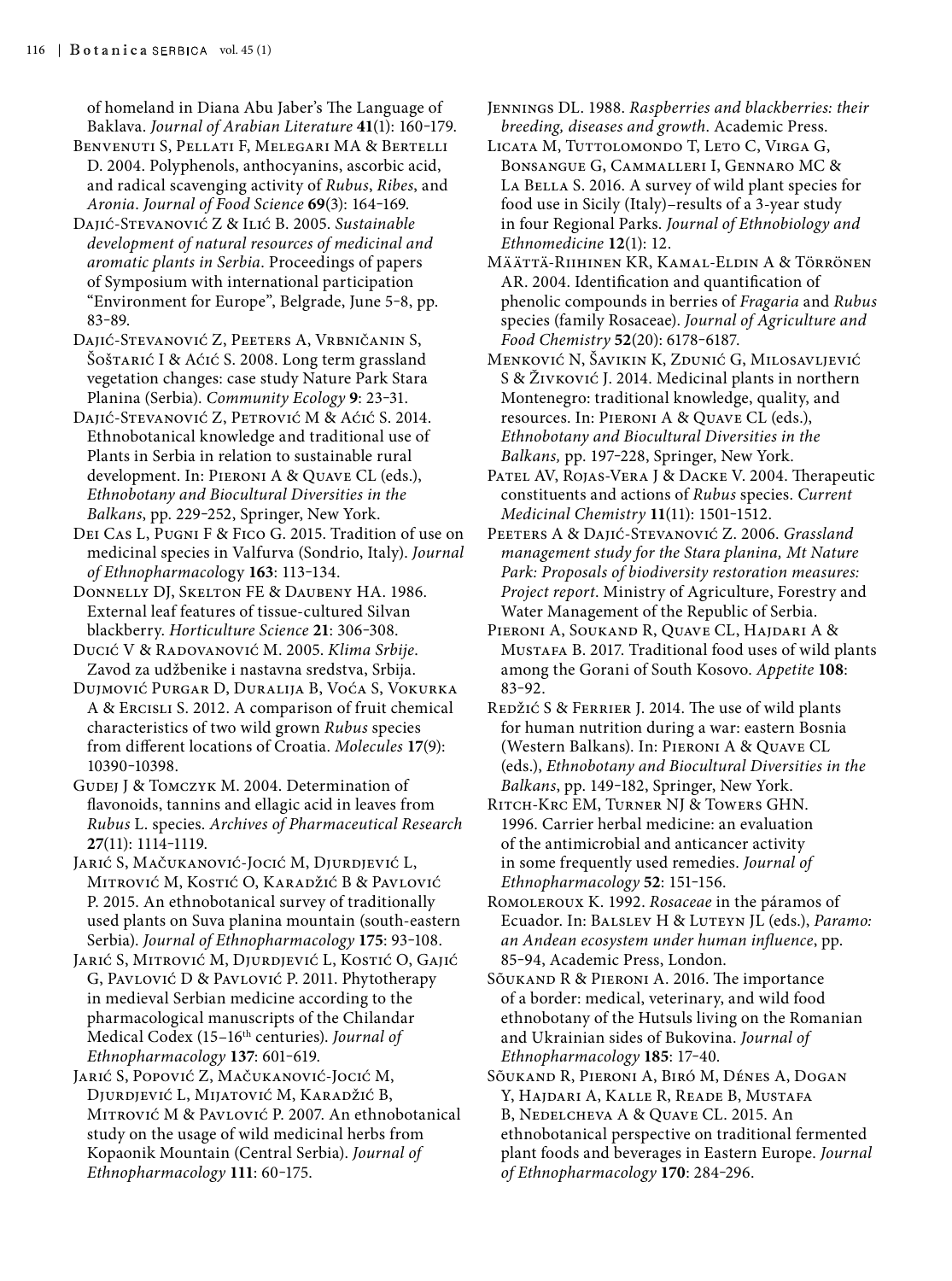of homeland in Diana Abu Jaber's The Language of Baklava. *Journal of Arabian Literature* **41**(1): 160–179.

Benvenuti S, Pellati F, Melegari MA & Bertelli D. 2004. Polyphenols, anthocyanins, ascorbic acid, and radical scavenging activity of *Rubus*, *Ribes*, and *Aronia*. *Journal of Food Science* **69**(3): 164–169.

Dajić-Stevanović Z & Ilić B. 2005. *Sustainable development of natural resources of medicinal and aromatic plants in Serbia*. Proceedings of papers of Symposium with international participation "Environment for Europe", Belgrade, June 5–8, pp. 83–89.

Dajić-Stevanović Z, Peeters A, Vrbničanin S, Šoštarić I & Aćić S. 2008. Long term grassland vegetation changes: case study Nature Park Stara Planina (Serbia). *Community Ecology* **9**: 23–31.

Dajić-Stevanović Z, Petrović M & Aćić S. 2014. Ethnobotanical knowledge and traditional use of Plants in Serbia in relation to sustainable rural development. In: Pieroni A & Quave CL (eds.), *Ethnobotany and Biocultural Diversities in the Balkans*, pp. 229–252, Springer, New York.

Dei Cas L, Pugni F & Fico G. 2015. Tradition of use on medicinal species in Valfurva (Sondrio, Italy). *Journal of Ethnopharmacology* **163**: 113–134.

Donnelly DJ, Skelton FE & Daubeny HA. 1986. External leaf features of tissue-cultured Silvan blackberry. *Horticulture Science* **21**: 306–308.

Ducić V & Radovanović M. 2005. *Klima Srbije*. Zavod za udžbenike i nastavna sredstva, Srbija.

Dujmović Purgar D, Duralija B, Voća S, Vokurka A & Ercisli S. 2012. A comparison of fruit chemical characteristics of two wild grown *Rubus* species from different locations of Croatia. *Molecules* **17**(9): 10390–10398.

Gudej J & Tomczyk M. 2004. Determination of flavonoids, tannins and ellagic acid in leaves from *Rubus* L. species. *Archives of Pharmaceutical Research* **27**(11): 1114–1119.

Jarić S, Mačukanović-Jocić M, Djurdjević L, Mitrović M, Kostić O, Karadžić B & Pavlović P. 2015. An ethnobotanical survey of traditionally used plants on Suva planina mountain (south-eastern Serbia). *Journal of Ethnopharmacology* **175**: 93–108.

Jarić S, Mitrović M, Djurdjević L, Kostić O, Gajić G, Pavlović D & Pavlović P. 2011. Phytotherapy in medieval Serbian medicine according to the pharmacological manuscripts of the Chilandar Medical Codex (15–16th centuries). *Journal of Ethnopharmacology* **137**: 601–619.

Jarić S, Popović Z, Mačukanović-Jocić M, Djurdjević L, Mijatović M, Karadžić B, Mitrović M & Pavlović P. 2007. An ethnobotanical study on the usage of wild medicinal herbs from Kopaonik Mountain (Central Serbia). *Journal of Ethnopharmacology* **111**: 60–175.

Jennings DL. 1988. *Raspberries and blackberries: their breeding, diseases and growth*. Academic Press.

Licata M, Tuttolomondo T, Leto C, Virga G, Bonsangue G, Cammalleri I, Gennaro MC & La Bella S. 2016. A survey of wild plant species for food use in Sicily (Italy)–results of a 3-year study in four Regional Parks. *Journal of Ethnobiology and Ethnomedicine* **12**(1): 12.

Määttä-Riihinen KR, Kamal-Eldin A & Törrönen AR. 2004. Identification and quantification of phenolic compounds in berries of *Fragaria* and *Rubus* species (family Rosaceae). *Journal of Agriculture and Food Chemistry* **52**(20): 6178–6187.

Menković N, Šavikin K, Zdunić G, Milosavljević S & Živković J. 2014. Medicinal plants in northern Montenegro: traditional knowledge, quality, and resources. In: Pieroni A & Quave CL (eds.), *Ethnobotany and Biocultural Diversities in the Balkans,* pp. 197–228, Springer, New York.

Patel AV, Rojas-Vera J & Dacke V. 2004. Therapeutic constituents and actions of *Rubus* species. *Current Medicinal Chemistry* **11**(11): 1501–1512.

Peeters A & Dajić-Stevanović Z. 2006. *Grassland management study for the Stara planina, Mt Nature Park: Proposals of biodiversity restoration measures: Project report*. Ministry of Agriculture, Forestry and Water Management of the Republic of Serbia.

Pieroni A, Soukand R, Quave CL, Hajdari A & Mustafa B. 2017. Traditional food uses of wild plants among the Gorani of South Kosovo. *Appetite* **108**: 83–92.

Redžić S & Ferrier J. 2014. The use of wild plants for human nutrition during a war: eastern Bosnia (Western Balkans). In: Pieroni A & Quave CL (eds.), *Ethnobotany and Biocultural Diversities in the Balkans*, pp. 149–182, Springer, New York.

Ritch-Krc EM, Turner NJ & Towers GHN. 1996. Carrier herbal medicine: an evaluation of the antimicrobial and anticancer activity in some frequently used remedies. *Journal of Ethnopharmacology* **52**: 151–156.

Romoleroux K. 1992. *Rosaceae* in the páramos of Ecuador. In: Balslev H & Luteyn JL (eds.), *Paramo: an Andean ecosystem under human influence*, pp. 85–94, Academic Press, London.

Sõukand R & Pieroni A. 2016. The importance of a border: medical, veterinary, and wild food ethnobotany of the Hutsuls living on the Romanian and Ukrainian sides of Bukovina. *Journal of Ethnopharmacology* **185**: 17–40.

Sõukand R, Pieroni A, Biró M, Dénes A, Dogan Y, Hajdari A, Kalle R, Reade B, Mustafa B, Nedelcheva A & Quave CL. 2015. An ethnobotanical perspective on traditional fermented plant foods and beverages in Eastern Europe. *Journal of Ethnopharmacology* **170**: 284–296.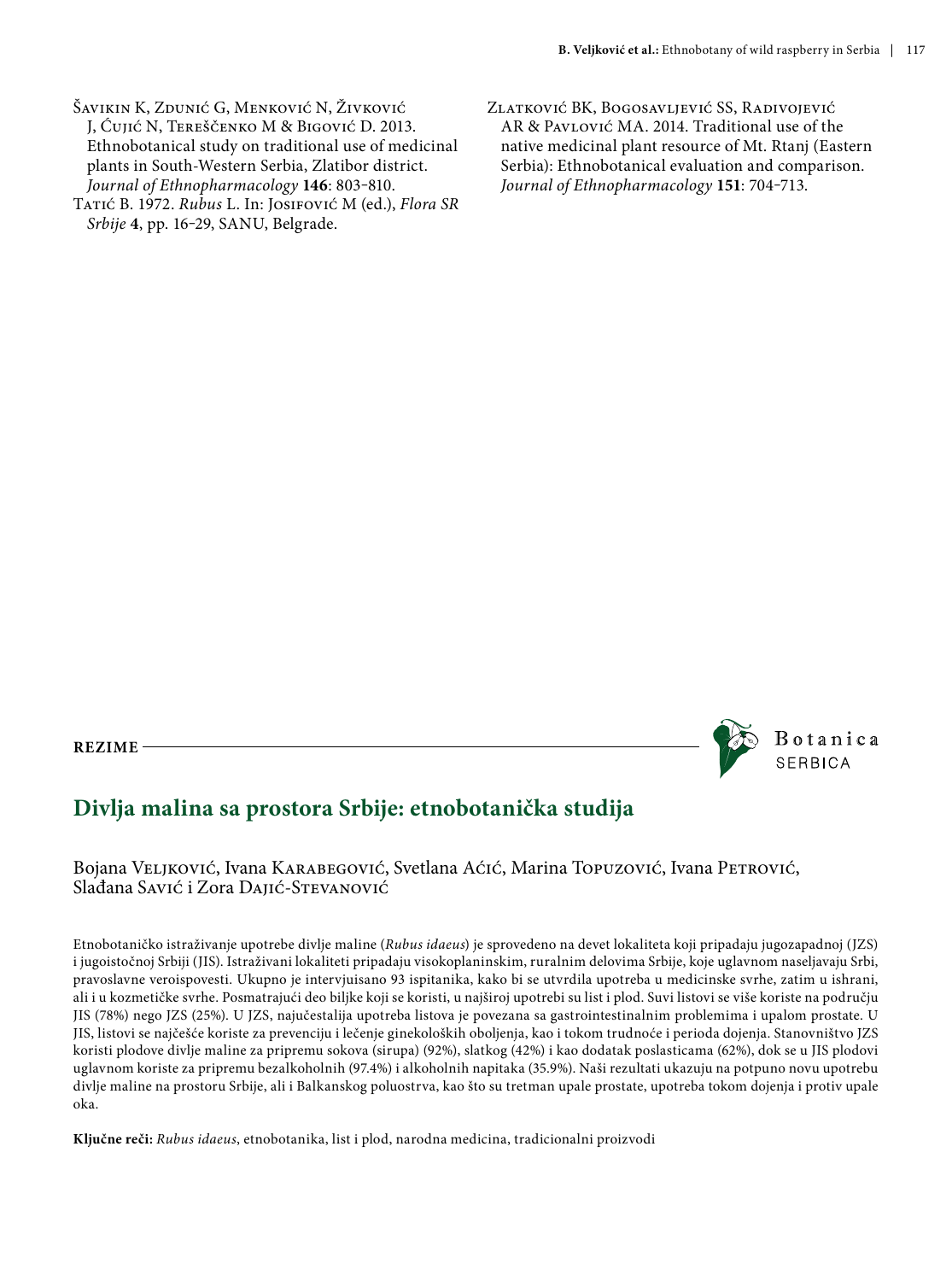Šavikin K, Zdunić G, Menković N, Živković J, Ćujić N, Tereščenko M & Bigović D. 2013. Ethnobotanical study on traditional use of medicinal plants in South-Western Serbia, Zlatibor district. *Journal of Ethnopharmacology* **146**: 803-810.

Tatić B. 1972. *Rubus* L. In: Josifović M (ed.), *Flora SR Srbije* **4**, pp. 16-29, SANU, Belgrade.

Zlatković BK, Bogosavljević SS, Radivojević AR & Pavlović MA. 2014. Traditional use of the native medicinal plant resource of Mt. Rtanj (Eastern Serbia): Ethnobotanical evaluation and comparison. *Journal of Ethnopharmacology* **151**: 704-713.

**REZIME**

Botanica SERBICA

## Divlja malina sa prostora Srbije: etnobotanička studija

Bojana Veljković, Ivana Karabegović, Svetlana Aćić, Marina Topuzović, Ivana Petrović, Slađana Savić i Zora Dajić-Stevanović

Etnobotaničko istraživanje upotrebe divlje maline (*Rubus idaeus*) je sprovedeno na devet lokaliteta koji pripadaju jugozapadnoj (JZS) i jugoistočnoj Srbiji (JIS). Istraživani lokaliteti pripadaju visokoplaninskim, ruralnim delovima Srbije, koje uglavnom naseljavaju Srbi, pravoslavne veroispovesti. Ukupno je intervjuisano 93 ispitanika, kako bi se utvrdila upotreba u medicinske svrhe, zatim u ishrani, ali i u kozmetičke svrhe. Posmatrajući deo biljke koji se koristi, u najširoj upotrebi su list i plod. Suvi listovi se više koriste na području JIS (78%) nego JZS (25%). U JZS, najučestalija upotreba listova je povezana sa gastrointestinalnim problemima i upalom prostate. U JIS, listovi se najčešće koriste za prevenciju i lečenje ginekoloških oboljenja, kao i tokom trudnoće i perioda dojenja. Stanovništvo JZS koristi plodove divlje maline za pripremu sokova (sirupa) (92%), slatkog (42%) i kao dodatak poslasticama (62%), dok se u JIS plodovi uglavnom koriste za pripremu bezalkoholnih (97.4%) i alkoholnih napitaka (35.9%). Naši rezultati ukazuju na potpuno novu upotrebu divlje maline na prostoru Srbije, ali i Balkanskog poluostrva, kao što su tretman upale prostate, upotreba tokom dojenja i protiv upale oka.

**Ključne reči:** *Rubus idaeus*, etnobotanika, list i plod, narodna medicina, tradicionalni proizvodi